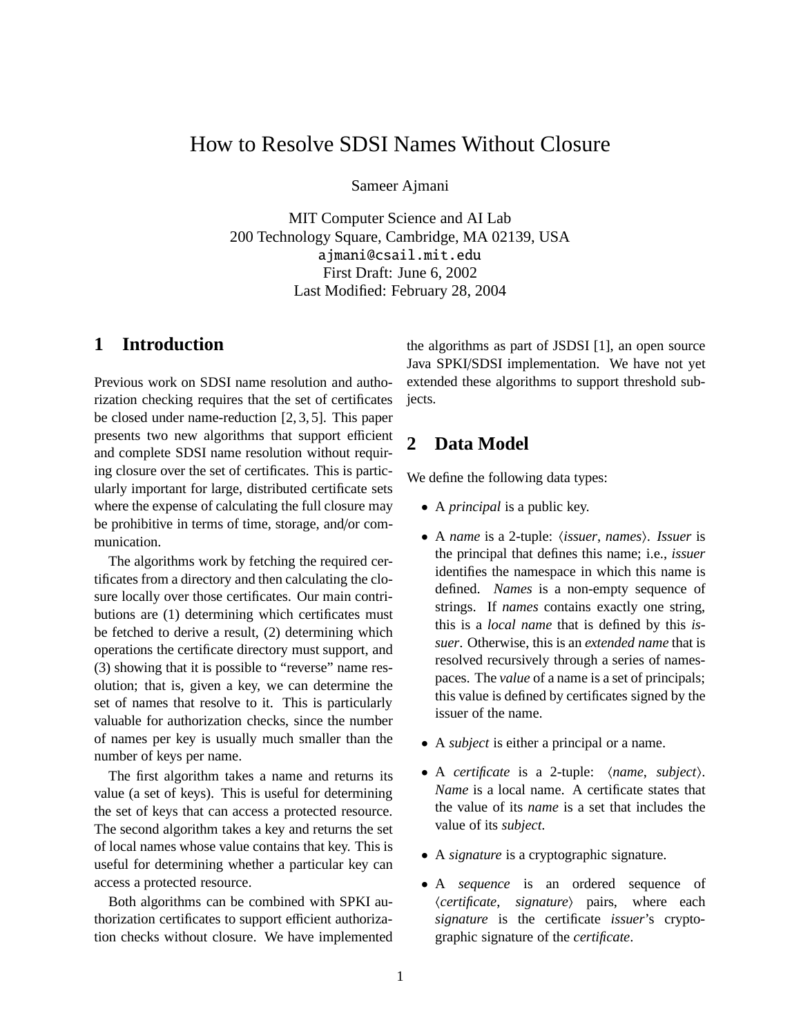# How to Resolve SDSI Names Without Closure

Sameer Ajmani

MIT Computer Science and AI Lab
200 Technology Square, Cambridge, MA 02139, USA
ajmani@csail.mit.edu
First Draft: June 6, 2002
Last Modified: February 28, 2004

## 1 Introduction

Previous work on SDSI name resolution and authorization checking requires that the set of certificates be closed under name-reduction [2, 3, 5]. This paper presents two new algorithms that support efficient and complete SDSI name resolution without requiring closure over the set of certificates. This is particularly important for large, distributed certificate sets where the expense of calculating the full closure may be prohibitive in terms of time, storage, and/or communication.

The algorithms work by fetching the required certificates from a directory and then calculating the closure locally over those certificates. Our main contributions are (1) determining which certificates must be fetched to derive a result, (2) determining which operations the certificate directory must support, and (3) showing that it is possible to "reverse" name resolution; that is, given a key, we can determine the set of names that resolve to it. This is particularly valuable for authorization checks, since the number of names per key is usually much smaller than the number of keys per name.

The first algorithm takes a name and returns its value (a set of keys). This is useful for determining the set of keys that can access a protected resource. The second algorithm takes a key and returns the set of local names whose value contains that key. This is useful for determining whether a particular key can access a protected resource.

Both algorithms can be combined with SPKI authorization certificates to support efficient authorization checks without closure. We have implemented the algorithms as part of JSDSI [1], an open source Java SPKI/SDSI implementation. We have not yet extended these algorithms to support threshold subjects.

## 2 Data Model

We define the following data types:

- A *principal* is a public key.
- A *name* is a 2-tuple: ⟨*issuer*, *names*⟩. *Issuer* is the principal that defines this name; i.e., *issuer* identifies the namespace in which this name is defined. *Names* is a non-empty sequence of strings. If *names* contains exactly one string, this is a *local name* that is defined by this *issuer*. Otherwise, this is an *extended name* that is resolved recursively through a series of namespaces. The *value* of a name is a set of principals; this value is defined by certificates signed by the issuer of the name.
- A *subject* is either a principal or a name.
- A *certificate* is a 2-tuple: ⟨*name*, *subject*⟩. *Name* is a local name. A certificate states that the value of its *name* is a set that includes the value of its *subject*.
- A *signature* is a cryptographic signature.
- A *sequence* is an ordered sequence of ⟨*certificate*, *signature*⟩ pairs, where each *signature* is the certificate *issuer*'s cryptographic signature of the *certificate*.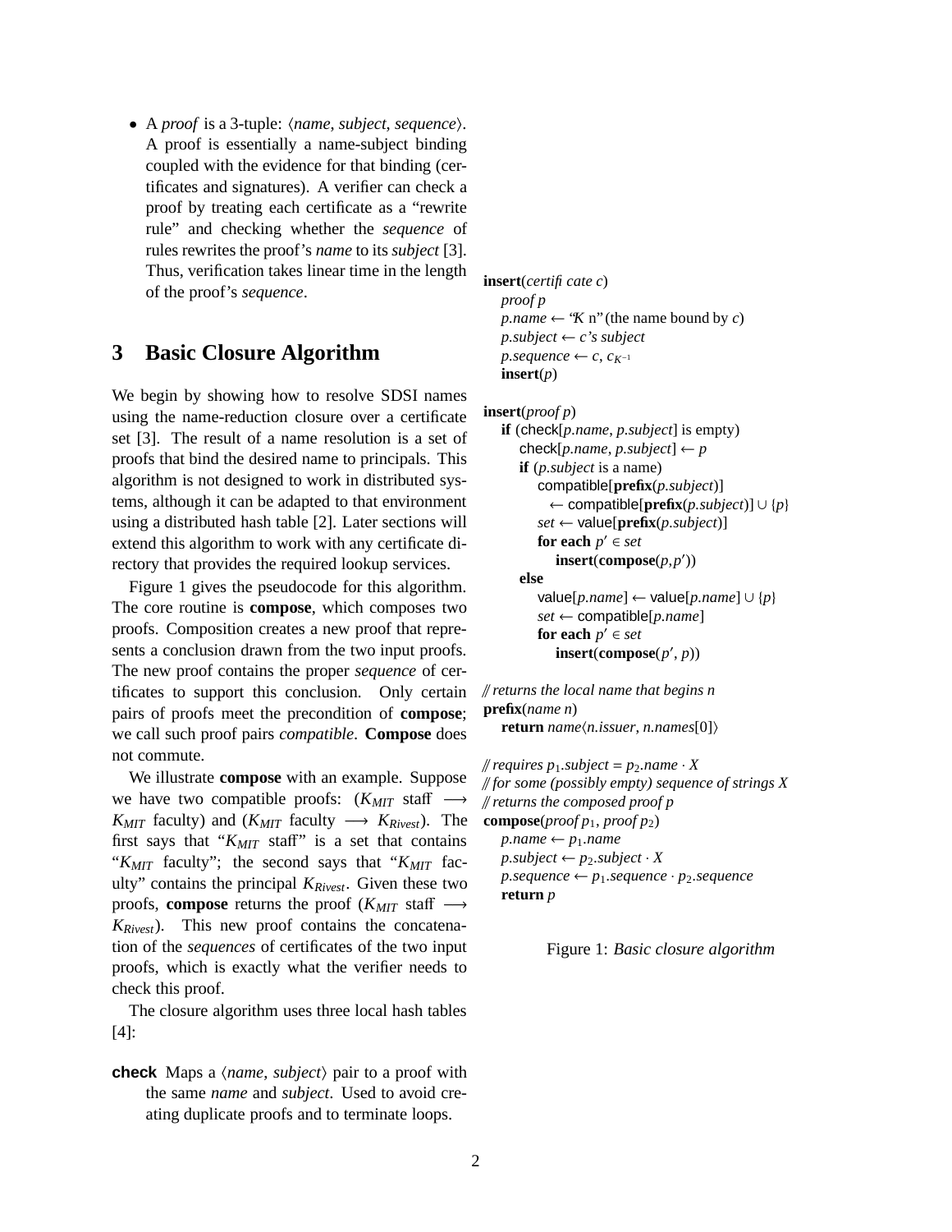- A *proof* is a 3-tuple: ⟨*name*, *subject*, *sequence*⟩. A proof is essentially a name-subject binding coupled with the evidence for that binding (certificates and signatures). A verifier can check a proof by treating each certificate as a "rewrite rule" and checking whether the *sequence* of rules rewrites the proof's *name* to its *subject* [3]. Thus, verification takes linear time in the length of the proof's *sequence*.

## 3 Basic Closure Algorithm

We begin by showing how to resolve SDSI names using the name-reduction closure over a certificate set [3]. The result of a name resolution is a set of proofs that bind the desired name to principals. This algorithm is not designed to work in distributed systems, although it can be adapted to that environment using a distributed hash table [2]. Later sections will extend this algorithm to work with any certificate directory that provides the required lookup services.

Figure 1 gives the pseudocode for this algorithm. The core routine is **compose**, which composes two proofs. Composition creates a new proof that represents a conclusion drawn from the two input proofs. The new proof contains the proper *sequence* of certificates to support this conclusion. Only certain pairs of proofs meet the precondition of **compose**; we call such proof pairs *compatible*. **Compose** does not commute.

We illustrate **compose** with an example. Suppose we have two compatible proofs: ($K_{MIT}$ staff $\longrightarrow$ $K_{MIT}$ faculty) and ($K_{MIT}$ faculty $\longrightarrow$ $K_{Rivest}$). The first says that "$K_{MIT}$ staff" is a set that contains "$K_{MIT}$ faculty"; the second says that "$K_{MIT}$ faculty" contains the principal $K_{Rivest}$. Given these two proofs, **compose** returns the proof ($K_{MIT}$ staff $\longrightarrow$ $K_{Rivest}$). This new proof contains the concatenation of the *sequences* of certificates of the two input proofs, which is exactly what the verifier needs to check this proof.

The closure algorithm uses three local hash tables [4]:

**check** Maps a ⟨*name*, *subject*⟩ pair to a proof with the same *name* and *subject*. Used to avoid creating duplicate proofs and to terminate loops.

```
insert(certificate c)
    proof p
    p.name ← "K n" (the name bound by c)
    p.subject ← c's subject
    p.sequence ← c, c_{K^{-1}}
    insert(p)

insert(proof p)
    if (check[p.name, p.subject] is empty)
        check[p.name, p.subject] ← p
        if (p.subject is a name)
            compatible[prefix(p.subject)]
                ← compatible[prefix(p.subject)] ∪ {p}
            set ← value[prefix(p.subject)]
            for each p′ ∈ set
                insert(compose(p, p′))
        else
            value[p.name] ← value[p.name] ∪ {p}
            set ← compatible[p.name]
            for each p′ ∈ set
                insert(compose(p′, p))

// returns the local name that begins n
prefix(name n)
    return name⟨n.issuer, n.names[0]⟩

// requires p1.subject = p2.name · X
// for some (possibly empty) sequence of strings X
// returns the composed proof p
compose(proof p1, proof p2)
    p.name ← p1.name
    p.subject ← p2.subject · X
    p.sequence ← p1.sequence · p2.sequence
    return p
```

Figure 1: *Basic closure algorithm*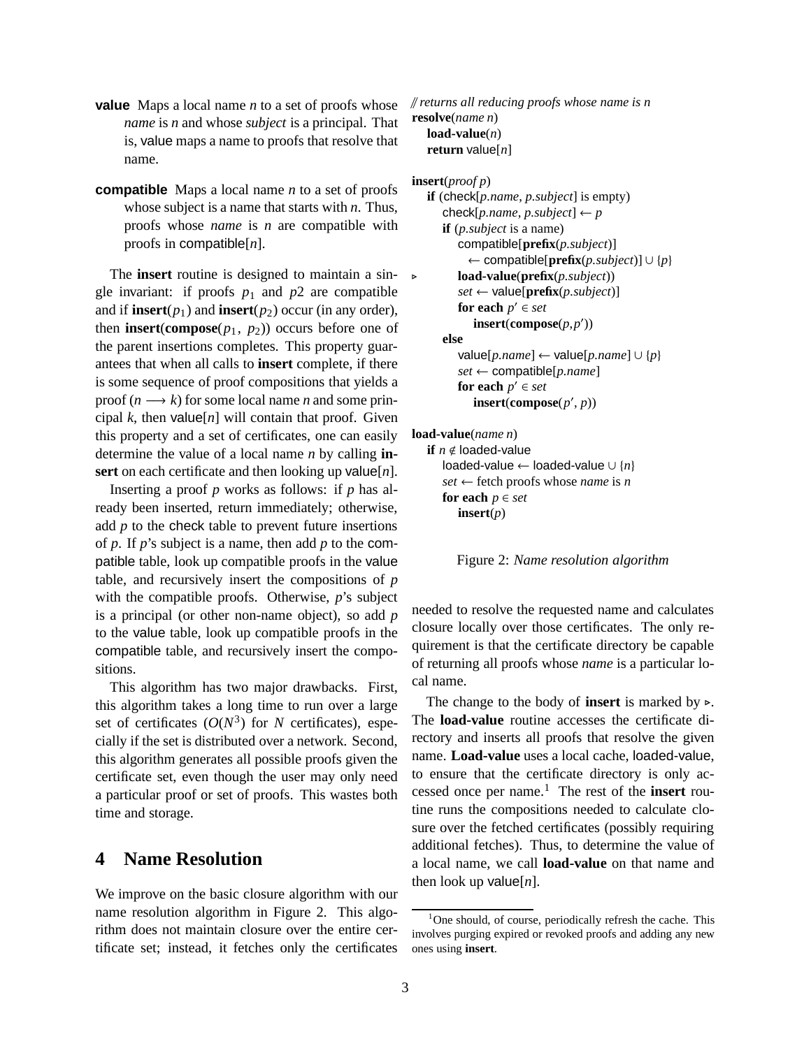**value** Maps a local name *n* to a set of proofs whose *name* is *n* and whose *subject* is a principal. That is, value maps a name to proofs that resolve that name.

**compatible** Maps a local name *n* to a set of proofs whose subject is a name that starts with *n*. Thus, proofs whose *name* is *n* are compatible with proofs in compatible[*n*].

The **insert** routine is designed to maintain a single invariant: if proofs $p_1$ and $p2$ are compatible and if **insert**($p_1$) and **insert**($p_2$) occur (in any order), then **insert**(**compose**($p_1$, $p_2$)) occurs before one of the parent insertions completes. This property guarantees that when all calls to **insert** complete, if there is some sequence of proof compositions that yields a proof ($n \longrightarrow k$) for some local name *n* and some principal *k*, then value[*n*] will contain that proof. Given this property and a set of certificates, one can easily determine the value of a local name *n* by calling **insert** on each certificate and then looking up value[*n*].

Inserting a proof *p* works as follows: if *p* has already been inserted, return immediately; otherwise, add *p* to the check table to prevent future insertions of *p*. If *p*'s subject is a name, then add *p* to the compatible table, look up compatible proofs in the value table, and recursively insert the compositions of *p* with the compatible proofs. Otherwise, *p*'s subject is a principal (or other non-name object), so add *p* to the value table, look up compatible proofs in the compatible table, and recursively insert the compositions.

This algorithm has two major drawbacks. First, this algorithm takes a long time to run over a large set of certificates ($O(N^3)$ for *N* certificates), especially if the set is distributed over a network. Second, this algorithm generates all possible proofs given the certificate set, even though the user may only need a particular proof or set of proofs. This wastes both time and storage.

## 4 Name Resolution

We improve on the basic closure algorithm with our name resolution algorithm in Figure 2. This algorithm does not maintain closure over the entire certificate set; instead, it fetches only the certificates needed to resolve the requested name and calculates closure locally over those certificates. The only requirement is that the certificate directory be capable of returning all proofs whose *name* is a particular local name.

```
// returns all reducing proofs whose name is n
resolve(name n)
    load-value(n)
    return value[n]

insert(proof p)
    if (check[p.name, p.subject] is empty)
        check[p.name, p.subject] ← p
        if (p.subject is a name)
            compatible[prefix(p.subject)]
                ← compatible[prefix(p.subject)] ∪ {p}
▹           load-value(prefix(p.subject))
            set ← value[prefix(p.subject)]
            for each p′ ∈ set
                insert(compose(p,p′))
        else
            value[p.name] ← value[p.name] ∪ {p}
            set ← compatible[p.name]
            for each p′ ∈ set
                insert(compose(p′, p))

load-value(name n)
    if n ∉ loaded-value
        loaded-value ← loaded-value ∪ {n}
        set ← fetch proofs whose name is n
        for each p ∈ set
            insert(p)
```

Figure 2: *Name resolution algorithm*

The change to the body of **insert** is marked by ▹. The **load-value** routine accesses the certificate directory and inserts all proofs that resolve the given name. **Load-value** uses a local cache, loaded-value, to ensure that the certificate directory is only accessed once per name.[1] The rest of the **insert** routine runs the compositions needed to calculate closure over the fetched certificates (possibly requiring additional fetches). Thus, to determine the value of a local name, we call **load-value** on that name and then look up value[*n*].

[1] One should, of course, periodically refresh the cache. This involves purging expired or revoked proofs and adding any new ones using **insert**.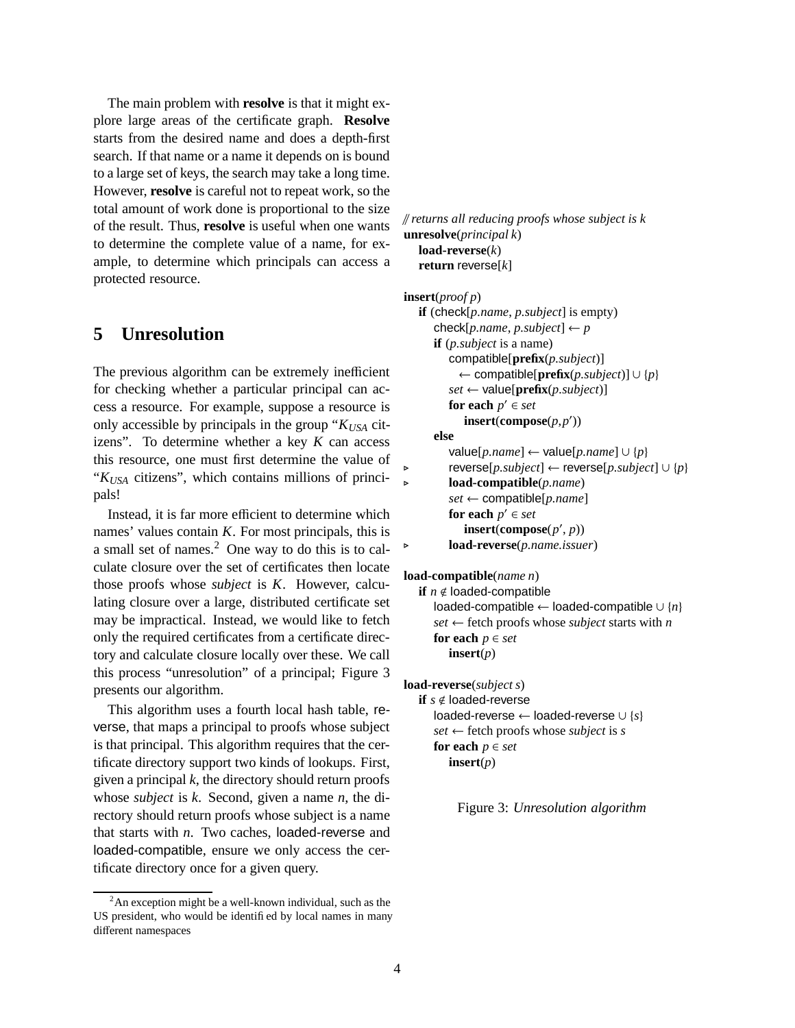The main problem with **resolve** is that it might explore large areas of the certificate graph. **Resolve** starts from the desired name and does a depth-first search. If that name or a name it depends on is bound to a large set of keys, the search may take a long time. However, **resolve** is careful not to repeat work, so the total amount of work done is proportional to the size of the result. Thus, **resolve** is useful when one wants to determine the complete value of a name, for example, to determine which principals can access a protected resource.

## 5 Unresolution

The previous algorithm can be extremely inefficient for checking whether a particular principal can access a resource. For example, suppose a resource is only accessible by principals in the group "$K_{USA}$ citizens". To determine whether a key $K$ can access this resource, one must first determine the value of "$K_{USA}$ citizens", which contains millions of principals!

Instead, it is far more efficient to determine which names' values contain $K$. For most principals, this is a small set of names.[2] One way to do this is to calculate closure over the set of certificates then locate those proofs whose *subject* is $K$. However, calculating closure over a large, distributed certificate set may be impractical. Instead, we would like to fetch only the required certificates from a certificate directory and calculate closure locally over these. We call this process "unresolution" of a principal; Figure 3 presents our algorithm.

This algorithm uses a fourth local hash table, reverse, that maps a principal to proofs whose subject is that principal. This algorithm requires that the certificate directory support two kinds of lookups. First, given a principal $k$, the directory should return proofs whose *subject* is $k$. Second, given a name $n$, the directory should return proofs whose subject is a name that starts with $n$. Two caches, loaded-reverse and loaded-compatible, ensure we only access the certificate directory once for a given query.

[2] An exception might be a well-known individual, such as the US president, who would be identified by local names in many different namespaces

```
// returns all reducing proofs whose subject is k
unresolve(principal k)
   load-reverse(k)
   return reverse[k]

insert(proof p)
   if (check[p.name, p.subject] is empty)
      check[p.name, p.subject] ← p
      if (p.subject is a name)
         compatible[prefix(p.subject)]
           ← compatible[prefix(p.subject)] ∪ {p}
         set ← value[prefix(p.subject)]
         for each p′ ∈ set
            insert(compose(p, p′))
      else
         value[p.name] ← value[p.name] ∪ {p}
▹        reverse[p.subject] ← reverse[p.subject] ∪ {p}
▹        load-compatible(p.name)
         set ← compatible[p.name]
         for each p′ ∈ set
            insert(compose(p′, p))
▹        load-reverse(p.name.issuer)

load-compatible(name n)
   if n ∉ loaded-compatible
      loaded-compatible ← loaded-compatible ∪ {n}
      set ← fetch proofs whose subject starts with n
      for each p ∈ set
         insert(p)

load-reverse(subject s)
   if s ∉ loaded-reverse
      loaded-reverse ← loaded-reverse ∪ {s}
      set ← fetch proofs whose subject is s
      for each p ∈ set
         insert(p)
```

Figure 3: *Unresolution algorithm*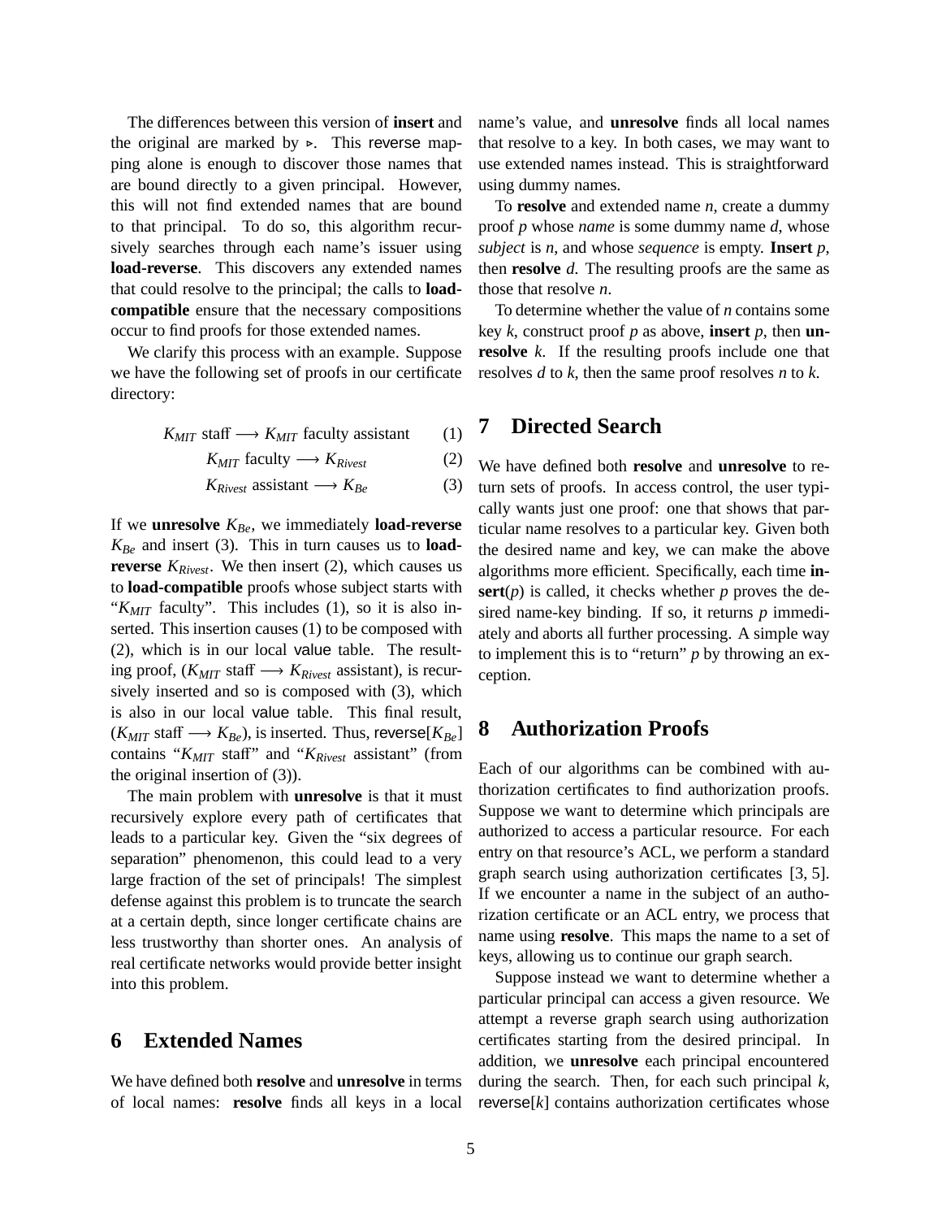The differences between this version of **insert** and the original are marked by ▹. This reverse mapping alone is enough to discover those names that are bound directly to a given principal. However, this will not find extended names that are bound to that principal. To do so, this algorithm recursively searches through each name's issuer using **load-reverse**. This discovers any extended names that could resolve to the principal; the calls to **load-compatible** ensure that the necessary compositions occur to find proofs for those extended names.

We clarify this process with an example. Suppose we have the following set of proofs in our certificate directory:

$$K_{MIT} \text{ staff} \longrightarrow K_{MIT} \text{ faculty assistant} \quad (1)$$

$$K_{MIT} \text{ faculty} \longrightarrow K_{Rivest} \quad (2)$$

$$K_{Rivest} \text{ assistant} \longrightarrow K_{Be} \quad (3)$$

If we **unresolve** $K_{Be}$, we immediately **load-reverse** $K_{Be}$ and insert (3). This in turn causes us to **load-reverse** $K_{Rivest}$. We then insert (2), which causes us to **load-compatible** proofs whose subject starts with "$K_{MIT}$ faculty". This includes (1), so it is also inserted. This insertion causes (1) to be composed with (2), which is in our local value table. The resulting proof, ($K_{MIT}$ staff $\longrightarrow$ $K_{Rivest}$ assistant), is recursively inserted and so is composed with (3), which is also in our local value table. This final result, ($K_{MIT}$ staff $\longrightarrow$ $K_{Be}$), is inserted. Thus, reverse[$K_{Be}$] contains "$K_{MIT}$ staff" and "$K_{Rivest}$ assistant" (from the original insertion of (3)).

The main problem with **unresolve** is that it must recursively explore every path of certificates that leads to a particular key. Given the "six degrees of separation" phenomenon, this could lead to a very large fraction of the set of principals! The simplest defense against this problem is to truncate the search at a certain depth, since longer certificate chains are less trustworthy than shorter ones. An analysis of real certificate networks would provide better insight into this problem.

## 6 Extended Names

We have defined both **resolve** and **unresolve** in terms of local names: **resolve** finds all keys in a local name's value, and **unresolve** finds all local names that resolve to a key. In both cases, we may want to use extended names instead. This is straightforward using dummy names.

To **resolve** and extended name *n*, create a dummy proof *p* whose *name* is some dummy name *d*, whose *subject* is *n*, and whose *sequence* is empty. **Insert** *p*, then **resolve** *d*. The resulting proofs are the same as those that resolve *n*.

To determine whether the value of *n* contains some key *k*, construct proof *p* as above, **insert** *p*, then **unresolve** *k*. If the resulting proofs include one that resolves *d* to *k*, then the same proof resolves *n* to *k*.

## 7 Directed Search

We have defined both **resolve** and **unresolve** to return sets of proofs. In access control, the user typically wants just one proof: one that shows that particular name resolves to a particular key. Given both the desired name and key, we can make the above algorithms more efficient. Specifically, each time **insert**(*p*) is called, it checks whether *p* proves the desired name-key binding. If so, it returns *p* immediately and aborts all further processing. A simple way to implement this is to "return" *p* by throwing an exception.

## 8 Authorization Proofs

Each of our algorithms can be combined with authorization certificates to find authorization proofs. Suppose we want to determine which principals are authorized to access a particular resource. For each entry on that resource's ACL, we perform a standard graph search using authorization certificates [3, 5]. If we encounter a name in the subject of an authorization certificate or an ACL entry, we process that name using **resolve**. This maps the name to a set of keys, allowing us to continue our graph search.

Suppose instead we want to determine whether a particular principal can access a given resource. We attempt a reverse graph search using authorization certificates starting from the desired principal. In addition, we **unresolve** each principal encountered during the search. Then, for each such principal *k*, reverse[*k*] contains authorization certificates whose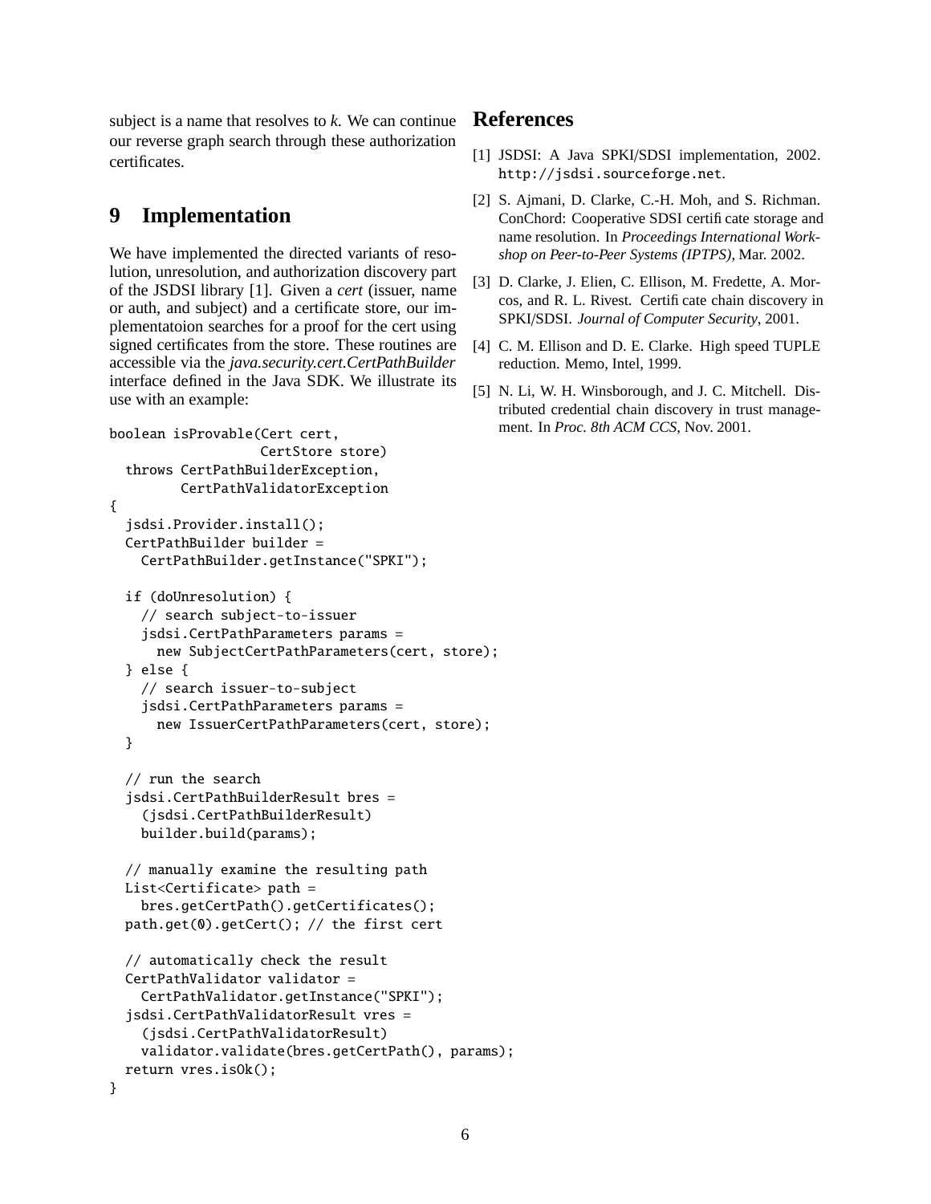subject is a name that resolves to $k$. We can continue our reverse graph search through these authorization certificates.

## 9 Implementation

We have implemented the directed variants of resolution, unresolution, and authorization discovery part of the JSDSI library [1]. Given a *cert* (issuer, name or auth, and subject) and a certificate store, our implementatoion searches for a proof for the cert using signed certificates from the store. These routines are accessible via the *java.security.cert.CertPathBuilder* interface defined in the Java SDK. We illustrate its use with an example:

```
boolean isProvable(Cert cert,
                   CertStore store)
  throws CertPathBuilderException,
         CertPathValidatorException
{
  jsdsi.Provider.install();
  CertPathBuilder builder =
    CertPathBuilder.getInstance("SPKI");

  if (doUnresolution) {
    // search subject-to-issuer
    jsdsi.CertPathParameters params =
      new SubjectCertPathParameters(cert, store);
  } else {
    // search issuer-to-subject
    jsdsi.CertPathParameters params =
      new IssuerCertPathParameters(cert, store);
  }

  // run the search
  jsdsi.CertPathBuilderResult bres =
    (jsdsi.CertPathBuilderResult)
    builder.build(params);

  // manually examine the resulting path
  List<Certificate> path =
    bres.getCertPath().getCertificates();
  path.get(0).getCert(); // the first cert

  // automatically check the result
  CertPathValidator validator =
    CertPathValidator.getInstance("SPKI");
  jsdsi.CertPathValidatorResult vres =
    (jsdsi.CertPathValidatorResult)
    validator.validate(bres.getCertPath(), params);
  return vres.isOk();
}
```

## References

[1] JSDSI: A Java SPKI/SDSI implementation, 2002. http://jsdsi.sourceforge.net.

[2] S. Ajmani, D. Clarke, C.-H. Moh, and S. Richman. ConChord: Cooperative SDSI certificate storage and name resolution. In *Proceedings International Workshop on Peer-to-Peer Systems (IPTPS)*, Mar. 2002.

[3] D. Clarke, J. Elien, C. Ellison, M. Fredette, A. Morcos, and R. L. Rivest. Certificate chain discovery in SPKI/SDSI. *Journal of Computer Security*, 2001.

[4] C. M. Ellison and D. E. Clarke. High speed TUPLE reduction. Memo, Intel, 1999.

[5] N. Li, W. H. Winsborough, and J. C. Mitchell. Distributed credential chain discovery in trust management. In *Proc. 8th ACM CCS*, Nov. 2001.